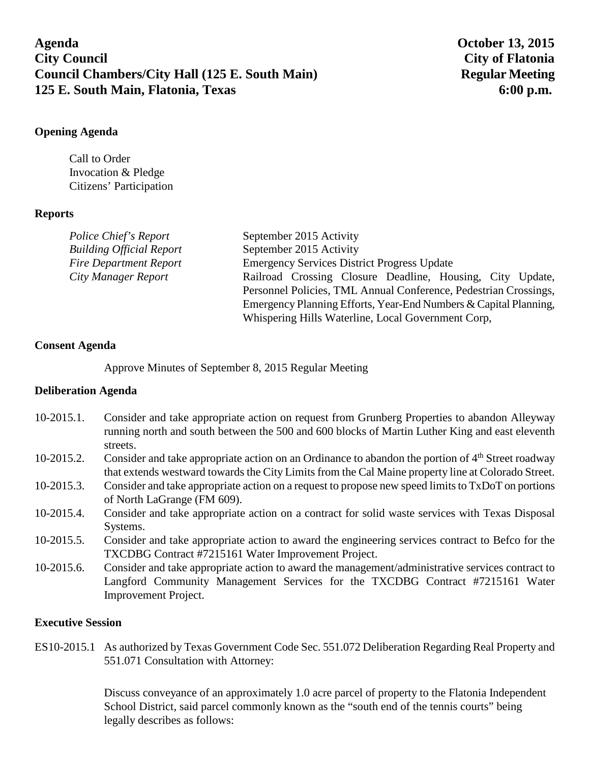**Agenda** **October 13, 2015**
**City Council** **City of Flatonia**
**Council Chambers/City Hall (125 E. South Main)** **Regular Meeting**
**125 E. South Main, Flatonia, Texas** **6:00 p.m.**

## Opening Agenda

Call to Order
Invocation & Pledge
Citizens' Participation

## Reports

| | |
|---|---|
| *Police Chief's Report* | September 2015 Activity |
| *Building Official Report* | September 2015 Activity |
| *Fire Department Report* | Emergency Services District Progress Update |
| *City Manager Report* | Railroad Crossing Closure Deadline, Housing, City Update, Personnel Policies, TML Annual Conference, Pedestrian Crossings, Emergency Planning Efforts, Year-End Numbers & Capital Planning, Whispering Hills Waterline, Local Government Corp, |

## Consent Agenda

Approve Minutes of September 8, 2015 Regular Meeting

## Deliberation Agenda

10-2015.1. Consider and take appropriate action on request from Grunberg Properties to abandon Alleyway running north and south between the 500 and 600 blocks of Martin Luther King and east eleventh streets.

10-2015.2. Consider and take appropriate action on an Ordinance to abandon the portion of 4th Street roadway that extends westward towards the City Limits from the Cal Maine property line at Colorado Street.

10-2015.3. Consider and take appropriate action on a request to propose new speed limits to TxDoT on portions of North LaGrange (FM 609).

10-2015.4. Consider and take appropriate action on a contract for solid waste services with Texas Disposal Systems.

10-2015.5. Consider and take appropriate action to award the engineering services contract to Befco for the TXCDBG Contract #7215161 Water Improvement Project.

10-2015.6. Consider and take appropriate action to award the management/administrative services contract to Langford Community Management Services for the TXCDBG Contract #7215161 Water Improvement Project.

## Executive Session

ES10-2015.1 As authorized by Texas Government Code Sec. 551.072 Deliberation Regarding Real Property and 551.071 Consultation with Attorney:

Discuss conveyance of an approximately 1.0 acre parcel of property to the Flatonia Independent School District, said parcel commonly known as the "south end of the tennis courts" being legally describes as follows: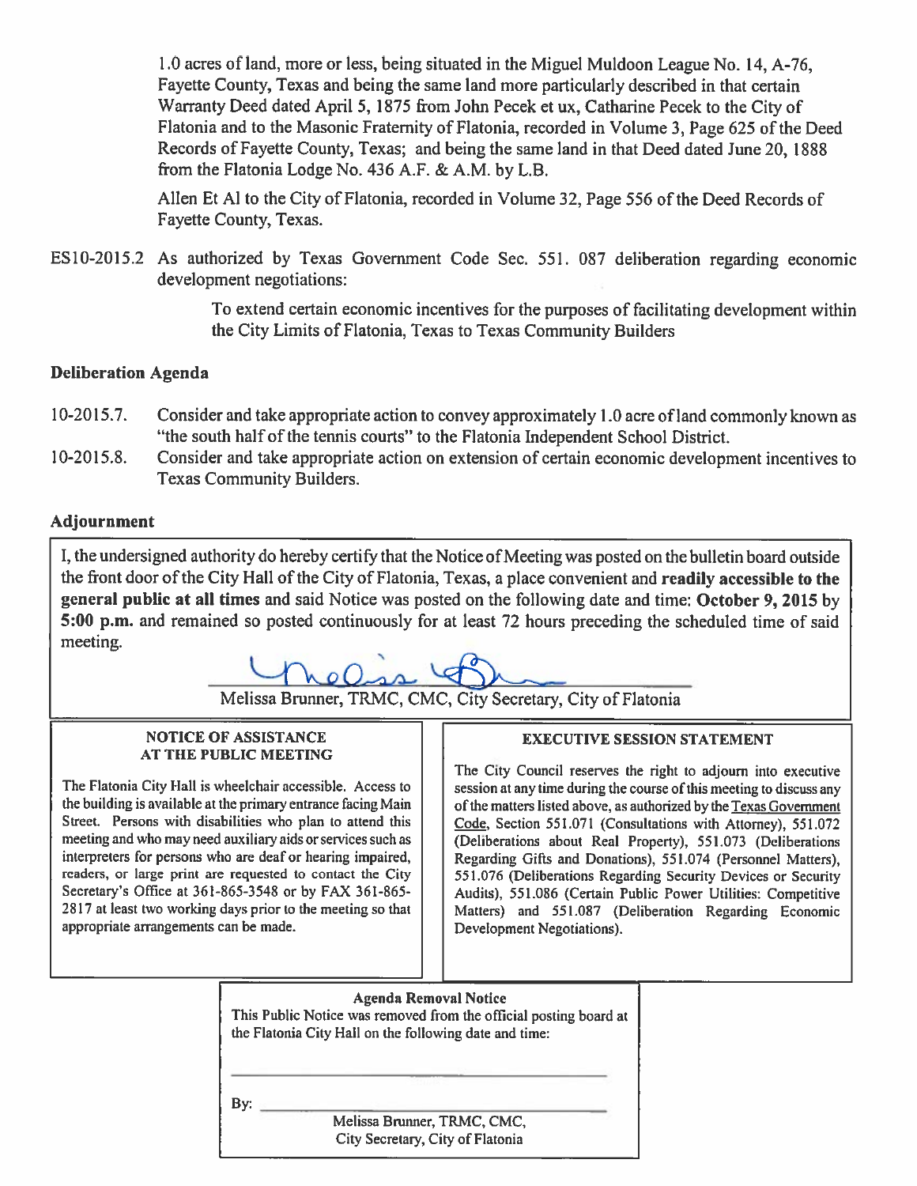1.0 acres of land, more or less, being situated in the Miguel Muldoon League No. 14, A-76, Fayette County, Texas and being the same land more particularly described in that certain Warranty Deed dated April 5, 1875 from John Pecek et ux, Catharine Pecek to the City of Flatonia and to the Masonic Fraternity of Flatonia, recorded in Volume 3, Page 625 of the Deed Records of Fayette County, Texas; and being the same land in that Deed dated June 20, 1888 from the Flatonia Lodge No. 436 A.F. & A.M. by L.B.

Allen Et Al to the City of Flatonia, recorded in Volume 32, Page 556 of the Deed Records of Fayette County, Texas.

ES10-2015.2 As authorized by Texas Government Code Sec. 551. 087 deliberation regarding economic development negotiations:

To extend certain economic incentives for the purposes of facilitating development within the City Limits of Flatonia, Texas to Texas Community Builders

## Deliberation Agenda

10-2015.7. Consider and take appropriate action to convey approximately 1.0 acre of land commonly known as "the south half of the tennis courts" to the Flatonia Independent School District.

10-2015.8. Consider and take appropriate action on extension of certain economic development incentives to Texas Community Builders.

## Adjournment

I, the undersigned authority do hereby certify that the Notice of Meeting was posted on the bulletin board outside the front door of the City Hall of the City of Flatonia, Texas, a place convenient and **readily accessible to the general public at all times** and said Notice was posted on the following date and time: **October 9, 2015** by **5:00 p.m.** and remained so posted continuously for at least 72 hours preceding the scheduled time of said meeting.

Melissa Brunner, TRMC, CMC, City Secretary, City of Flatonia

**NOTICE OF ASSISTANCE AT THE PUBLIC MEETING**

The Flatonia City Hall is wheelchair accessible. Access to the building is available at the primary entrance facing Main Street. Persons with disabilities who plan to attend this meeting and who may need auxiliary aids or services such as interpreters for persons who are deaf or hearing impaired, readers, or large print are requested to contact the City Secretary's Office at 361-865-3548 or by FAX 361-865-2817 at least two working days prior to the meeting so that appropriate arrangements can be made.

**EXECUTIVE SESSION STATEMENT**

The City Council reserves the right to adjourn into executive session at any time during the course of this meeting to discuss any of the matters listed above, as authorized by the Texas Government Code, Section 551.071 (Consultations with Attorney), 551.072 (Deliberations about Real Property), 551.073 (Deliberations Regarding Gifts and Donations), 551.074 (Personnel Matters), 551.076 (Deliberations Regarding Security Devices or Security Audits), 551.086 (Certain Public Power Utilities: Competitive Matters) and 551.087 (Deliberation Regarding Economic Development Negotiations).

**Agenda Removal Notice**

This Public Notice was removed from the official posting board at the Flatonia City Hall on the following date and time:

_______________________________

By: _______________________________

Melissa Brunner, TRMC, CMC,
City Secretary, City of Flatonia